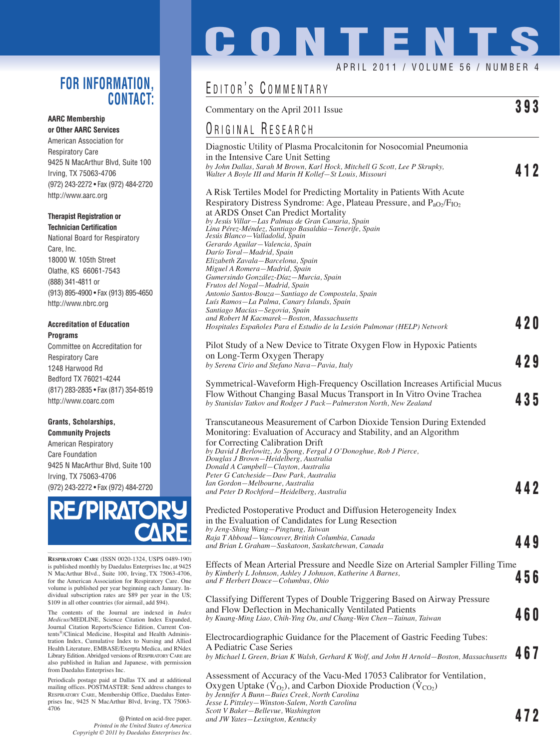# CONTENTS

APRIL 2011 / VOLUME 56 / NUMBER 4

## FOR INFORMATION, CONTACT:

**AARC Membership or Other AARC Services**
American Association for Respiratory Care
9425 N MacArthur Blvd, Suite 100
Irving, TX 75063-4706
(972) 243-2272 • Fax (972) 484-2720
http://www.aarc.org

**Therapist Registration or Technician Certification**
National Board for Respiratory Care, Inc.
18000 W. 105th Street
Olathe, KS 66061-7543
(888) 341-4811 or
(913) 895-4900 • Fax (913) 895-4650
http://www.nbrc.org

**Accreditation of Education Programs**
Committee on Accreditation for Respiratory Care
1248 Harwood Rd
Bedford TX 76021-4244
(817) 283-2835 • Fax (817) 354-8519
http://www.coarc.com

**Grants, Scholarships, Community Projects**
American Respiratory Care Foundation
9425 N MacArthur Blvd, Suite 100
Irving, TX 75063-4706
(972) 243-2272 • Fax (972) 484-2720

RESPIRATORY CARE

**RESPIRATORY CARE** (ISSN 0020-1324, USPS 0489-190) is published monthly by Daedalus Enterprises Inc, at 9425 N MacArthur Blvd., Suite 100, Irving, TX 75063-4706, for the American Association for Respiratory Care. One volume is published per year beginning each January. Individual subscription rates are $89 per year in the US; $109 in all other countries (for airmail, add $94).

The contents of the Journal are indexed in *Index Medicus*/MEDLINE, Science Citation Index Expanded, Journal Citation Reports/Science Edition, Current Contents®/Clinical Medicine, Hospital and Health Administration Index, Cumulative Index to Nursing and Allied Health Literature, EMBASE/Exerpta Medica, and RNdex Library Edition. Abridged versions of RESPIRATORY CARE are also published in Italian and Japanese, with permission from Daedalus Enterprises Inc.

Periodicals postage paid at Dallas TX and at additional mailing offices. POSTMASTER: Send address changes to RESPIRATORY CARE, Membership Office, Daedalus Enterprises Inc, 9425 N MacArthur Blvd, Irving, TX 75063-4706

Printed on acid-free paper.
*Printed in the United States of America*
*Copyright © 2011 by Daedalus Enterprises Inc.*

## EDITOR'S COMMENTARY

Commentary on the April 2011 Issue — **393**

## ORIGINAL RESEARCH

Diagnostic Utility of Plasma Procalcitonin for Nosocomial Pneumonia in the Intensive Care Unit Setting
*by John Dallas, Sarah M Brown, Karl Hock, Mitchell G Scott, Lee P Skrupky, Walter A Boyle III and Marin H Kollef—St Louis, Missouri* — **412**

A Risk Tertiles Model for Predicting Mortality in Patients With Acute Respiratory Distress Syndrome: Age, Plateau Pressure, and $P_{aO_2}/F_{IO_2}$ at ARDS Onset Can Predict Mortality
*by Jesús Villar—Las Palmas de Gran Canaria, Spain*
*Lina Pérez-Méndez, Santiago Basaldúa—Tenerife, Spain*
*Jesús Blanco—Valladolid, Spain*
*Gerardo Aguilar—Valencia, Spain*
*Darío Toral—Madrid, Spain*
*Elizabeth Zavala—Barcelona, Spain*
*Miguel A Romera—Madrid, Spain*
*Gumersindo González-Díaz—Murcia, Spain*
*Frutos del Nogal—Madrid, Spain*
*Antonio Santos-Bouza—Santiago de Compostela, Spain*
*Luís Ramos—La Palma, Canary Islands, Spain*
*Santiago Macías—Segovia, Spain*
*and Robert M Kacmarek—Boston, Massachusetts*
*Hospitales Españoles Para el Estudio de la Lesión Pulmonar (HELP) Network* — **420**

Pilot Study of a New Device to Titrate Oxygen Flow in Hypoxic Patients on Long-Term Oxygen Therapy
*by Serena Cirio and Stefano Nava—Pavia, Italy* — **429**

Symmetrical-Waveform High-Frequency Oscillation Increases Artificial Mucus Flow Without Changing Basal Mucus Transport in In Vitro Ovine Trachea
*by Stanislav Tatkov and Rodger J Pack—Palmerston North, New Zealand* — **435**

Transcutaneous Measurement of Carbon Dioxide Tension During Extended Monitoring: Evaluation of Accuracy and Stability, and an Algorithm for Correcting Calibration Drift
*by David J Berlowitz, Jo Spong, Fergal J O'Donoghue, Rob J Pierce, Douglas J Brown—Heidelberg, Australia*
*Donald A Campbell—Clayton, Australia*
*Peter G Catcheside—Daw Park, Australia*
*Ian Gordon—Melbourne, Australia*
*and Peter D Rochford—Heidelberg, Australia* — **442**

Predicted Postoperative Product and Diffusion Heterogeneity Index in the Evaluation of Candidates for Lung Resection
*by Jeng-Shing Wang—Pingtung, Taiwan*
*Raja T Abboud—Vancouver, British Columbia, Canada*
*and Brian L Graham—Saskatoon, Saskatchewan, Canada* — **449**

Effects of Mean Arterial Pressure and Needle Size on Arterial Sampler Filling Time
*by Kimberly L Johnson, Ashley J Johnson, Katherine A Barnes, and F Herbert Douce—Columbus, Ohio* — **456**

Classifying Different Types of Double Triggering Based on Airway Pressure and Flow Deflection in Mechanically Ventilated Patients
*by Kuang-Ming Liao, Chih-Ying Ou, and Chang-Wen Chen—Tainan, Taiwan* — **460**

Electrocardiographic Guidance for the Placement of Gastric Feeding Tubes: A Pediatric Case Series
*by Michael L Green, Brian K Walsh, Gerhard K Wolf, and John H Arnold—Boston, Massachusetts* — **467**

Assessment of Accuracy of the Vacu-Med 17053 Calibrator for Ventilation, Oxygen Uptake ($\dot{V}_{O_2}$), and Carbon Dioxide Production ($\dot{V}_{CO_2}$)
*by Jennifer A Bunn—Buies Creek, North Carolina*
*Jesse L Pittsley—Winston-Salem, North Carolina*
*Scott V Baker—Bellevue, Washington*
*and JW Yates—Lexington, Kentucky* — **472**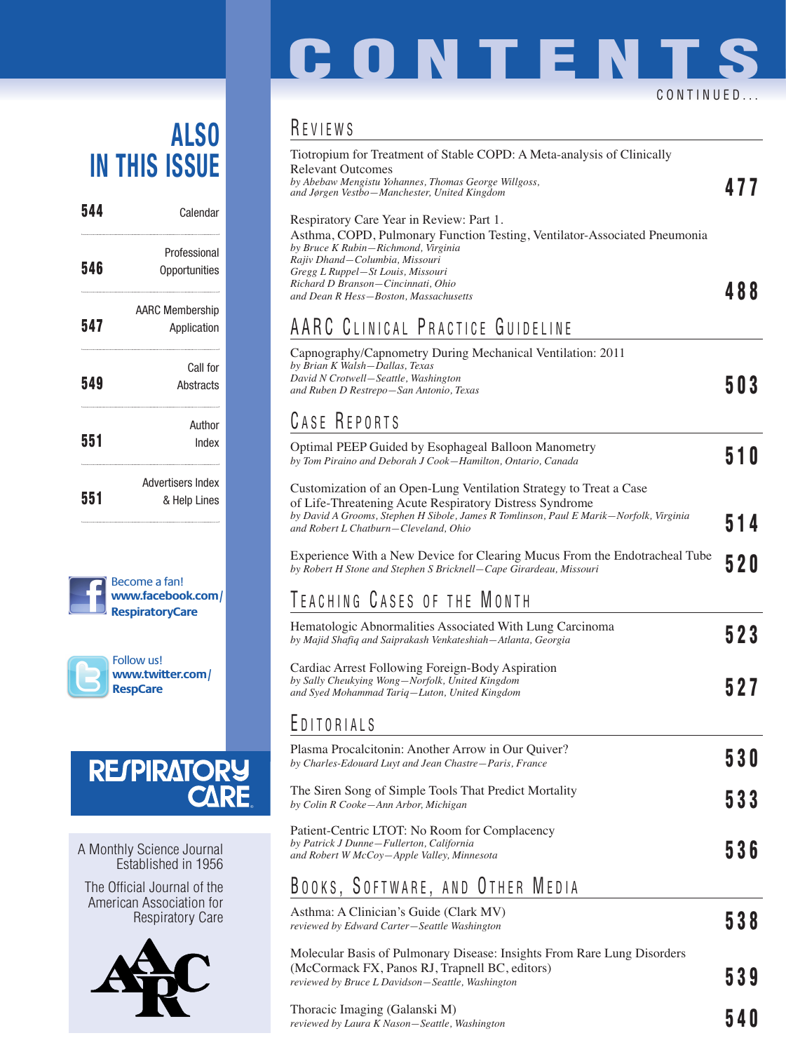# CONTENTS

CONTINUED...

## Reviews

Tiotropium for Treatment of Stable COPD: A Meta-analysis of Clinically Relevant Outcomes
*by Abebaw Mengistu Yohannes, Thomas George Willgoss, and Jørgen Vestbo—Manchester, United Kingdom* — **477**

Respiratory Care Year in Review: Part 1.
Asthma, COPD, Pulmonary Function Testing, Ventilator-Associated Pneumonia
*by Bruce K Rubin—Richmond, Virginia*
*Rajiv Dhand—Columbia, Missouri*
*Gregg L Ruppel—St Louis, Missouri*
*Richard D Branson—Cincinnati, Ohio*
*and Dean R Hess—Boston, Massachusetts* — **488**

## AARC Clinical Practice Guideline

Capnography/Capnometry During Mechanical Ventilation: 2011
*by Brian K Walsh—Dallas, Texas*
*David N Crotwell—Seattle, Washington*
*and Ruben D Restrepo—San Antonio, Texas* — **503**

## Case Reports

Optimal PEEP Guided by Esophageal Balloon Manometry
*by Tom Piraino and Deborah J Cook—Hamilton, Ontario, Canada* — **510**

Customization of an Open-Lung Ventilation Strategy to Treat a Case of Life-Threatening Acute Respiratory Distress Syndrome
*by David A Grooms, Stephen H Sibole, James R Tomlinson, Paul E Marik—Norfolk, Virginia and Robert L Chatburn—Cleveland, Ohio* — **514**

Experience With a New Device for Clearing Mucus From the Endotracheal Tube
*by Robert H Stone and Stephen S Bricknell—Cape Girardeau, Missouri* — **520**

## Teaching Cases of the Month

Hematologic Abnormalities Associated With Lung Carcinoma
*by Majid Shafiq and Saiprakash Venkateshiah—Atlanta, Georgia* — **523**

Cardiac Arrest Following Foreign-Body Aspiration
*by Sally Cheukying Wong—Norfolk, United Kingdom*
*and Syed Mohammad Tariq—Luton, United Kingdom* — **527**

## Editorials

Plasma Procalcitonin: Another Arrow in Our Quiver?
*by Charles-Edouard Luyt and Jean Chastre—Paris, France* — **530**

The Siren Song of Simple Tools That Predict Mortality
*by Colin R Cooke—Ann Arbor, Michigan* — **533**

Patient-Centric LTOT: No Room for Complacency
*by Patrick J Dunne—Fullerton, California*
*and Robert W McCoy—Apple Valley, Minnesota* — **536**

## Books, Software, and Other Media

Asthma: A Clinician's Guide (Clark MV)
*reviewed by Edward Carter—Seattle Washington* — **538**

Molecular Basis of Pulmonary Disease: Insights From Rare Lung Disorders (McCormack FX, Panos RJ, Trapnell BC, editors)
*reviewed by Bruce L Davidson—Seattle, Washington* — **539**

Thoracic Imaging (Galanski M)
*reviewed by Laura K Nason—Seattle, Washington* — **540**

## ALSO IN THIS ISSUE

| | |
|---|---|
| 544 | Calendar |
| 546 | Professional Opportunities |
| 547 | AARC Membership Application |
| 549 | Call for Abstracts |
| 551 | Author Index |
| 551 | Advertisers Index & Help Lines |

Become a fan! www.facebook.com/RespiratoryCare

Follow us! www.twitter.com/RespCare

RESPIRATORY CARE

A Monthly Science Journal Established in 1956

The Official Journal of the American Association for Respiratory Care

AARC